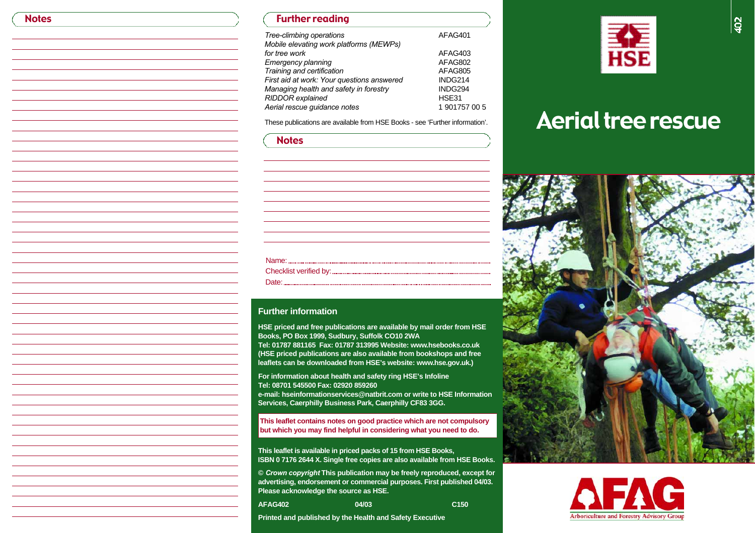## Notes

## Further reading

| | |
|---|---|
| *Tree-climbing operations* | AFAG401 |
| *Mobile elevating work platforms (MEWPs) for tree work* | AFAG403 |
| *Emergency planning* | AFAG802 |
| *Training and certification* | AFAG805 |
| *First aid at work: Your questions answered* | INDG214 |
| *Managing health and safety in forestry* | INDG294 |
| *RIDDOR explained* | HSE31 |
| *Aerial rescue guidance notes* | 1 901757 00 5 |

These publications are available from HSE Books - see 'Further information'.

## Notes

Name: ......................................................................

Checklist verified by: ......................................................

Date: ......................................................................

## Further information

**HSE priced and free publications are available by mail order from HSE Books, PO Box 1999, Sudbury, Suffolk CO10 2WA Tel: 01787 881165 Fax: 01787 313995 Website: www.hsebooks.co.uk (HSE priced publications are also available from bookshops and free leaflets can be downloaded from HSE's website: www.hse.gov.uk.)**

**For information about health and safety ring HSE's Infoline Tel: 08701 545500 Fax: 02920 859260 e-mail: hseinformationservices@natbrit.com or write to HSE Information Services, Caerphilly Business Park, Caerphilly CF83 3GG.**

**This leaflet contains notes on good practice which are not compulsory but which you may find helpful in considering what you need to do.**

**This leaflet is available in priced packs of 15 from HSE Books, ISBN 0 7176 2644 X. Single free copies are also available from HSE Books.**

**© *Crown copyright* This publication may be freely reproduced, except for advertising, endorsement or commercial purposes. First published 04/03. Please acknowledge the source as HSE.**

**AFAG402 04/03 C150**

**Printed and published by the Health and Safety Executive**

HSE

# Aerial tree rescue

AFAG

Arboriculture and Forestry Advisory Group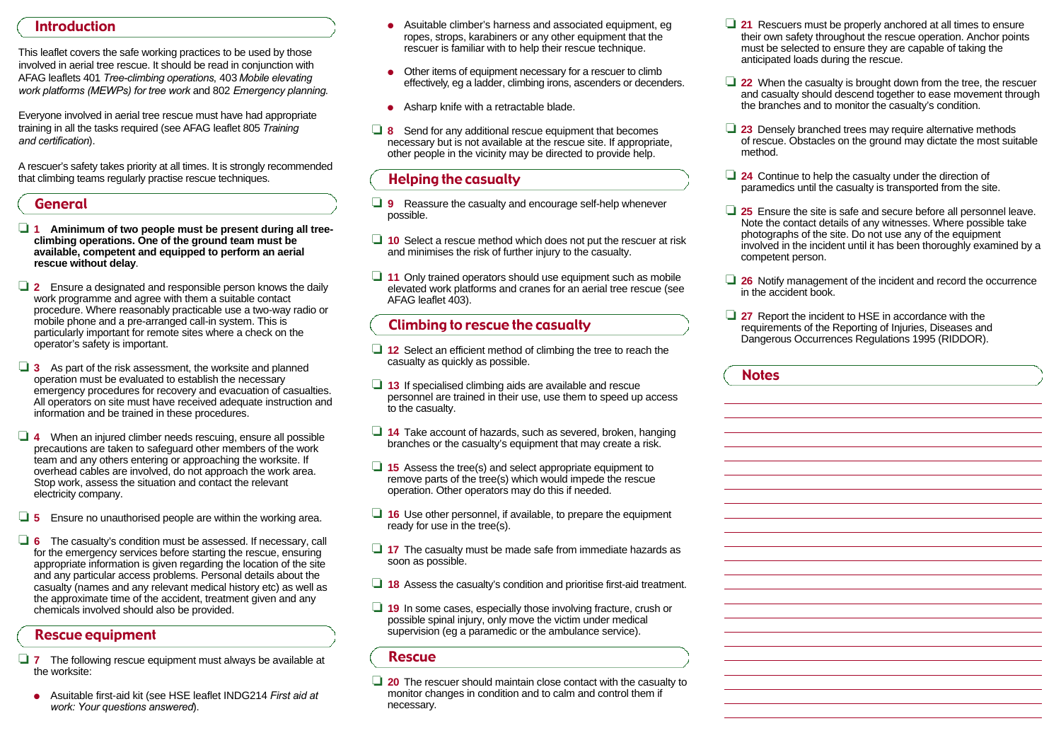## Introduction

This leaflet covers the safe working practices to be used by those involved in aerial tree rescue. It should be read in conjunction with AFAG leaflets 401 *Tree-climbing operations*, 403 *Mobile elevating work platforms (MEWPs) for tree work* and 802 *Emergency planning*.

Everyone involved in aerial tree rescue must have had appropriate training in all the tasks required (see AFAG leaflet 805 *Training and certification*).

A rescuer's safety takes priority at all times. It is strongly recommended that climbing teams regularly practise rescue techniques.

## General

- ❑ **1 A minimum of two people must be present during all tree-climbing operations. One of the ground team must be available, competent and equipped to perform an aerial rescue without delay**.
- ❑ **2** Ensure a designated and responsible person knows the daily work programme and agree with them a suitable contact procedure. Where reasonably practicable use a two-way radio or mobile phone and a pre-arranged call-in system. This is particularly important for remote sites where a check on the operator's safety is important.
- ❑ **3** As part of the risk assessment, the worksite and planned operation must be evaluated to establish the necessary emergency procedures for recovery and evacuation of casualties. All operators on site must have received adequate instruction and information and be trained in these procedures.
- ❑ **4** When an injured climber needs rescuing, ensure all possible precautions are taken to safeguard other members of the work team and any others entering or approaching the worksite. If overhead cables are involved, do not approach the work area. Stop work, assess the situation and contact the relevant electricity company.
- ❑ **5** Ensure no unauthorised people are within the working area.
- ❑ **6** The casualty's condition must be assessed. If necessary, call for the emergency services before starting the rescue, ensuring appropriate information is given regarding the location of the site and any particular access problems. Personal details about the casualty (names and any relevant medical history etc) as well as the approximate time of the accident, treatment given and any chemicals involved should also be provided.

## Rescue equipment

- ❑ **7** The following rescue equipment must always be available at the worksite:
  - A suitable first-aid kit (see HSE leaflet INDG214 *First aid at work: Your questions answered*).
  - A suitable climber's harness and associated equipment, eg ropes, strops, karabiners or any other equipment that the rescuer is familiar with to help their rescue technique.
  - Other items of equipment necessary for a rescuer to climb effectively, eg a ladder, climbing irons, ascenders or decenders.
  - A sharp knife with a retractable blade.
- ❑ **8** Send for any additional rescue equipment that becomes necessary but is not available at the rescue site. If appropriate, other people in the vicinity may be directed to provide help.

## Helping the casualty

- ❑ **9** Reassure the casualty and encourage self-help whenever possible.
- ❑ **10** Select a rescue method which does not put the rescuer at risk and minimises the risk of further injury to the casualty.
- ❑ **11** Only trained operators should use equipment such as mobile elevated work platforms and cranes for an aerial tree rescue (see AFAG leaflet 403).

## Climbing to rescue the casualty

- ❑ **12** Select an efficient method of climbing the tree to reach the casualty as quickly as possible.
- ❑ **13** If specialised climbing aids are available and rescue personnel are trained in their use, use them to speed up access to the casualty.
- ❑ **14** Take account of hazards, such as severed, broken, hanging branches or the casualty's equipment that may create a risk.
- ❑ **15** Assess the tree(s) and select appropriate equipment to remove parts of the tree(s) which would impede the rescue operation. Other operators may do this if needed.
- ❑ **16** Use other personnel, if available, to prepare the equipment ready for use in the tree(s).
- ❑ **17** The casualty must be made safe from immediate hazards as soon as possible.
- ❑ **18** Assess the casualty's condition and prioritise first-aid treatment.
- ❑ **19** In some cases, especially those involving fracture, crush or possible spinal injury, only move the victim under medical supervision (eg a paramedic or the ambulance service).

## Rescue

- ❑ **20** The rescuer should maintain close contact with the casualty to monitor changes in condition and to calm and control them if necessary.
- ❑ **21** Rescuers must be properly anchored at all times to ensure their own safety throughout the rescue operation. Anchor points must be selected to ensure they are capable of taking the anticipated loads during the rescue.
- ❑ **22** When the casualty is brought down from the tree, the rescuer and casualty should descend together to ease movement through the branches and to monitor the casualty's condition.
- ❑ **23** Densely branched trees may require alternative methods of rescue. Obstacles on the ground may dictate the most suitable method.
- ❑ **24** Continue to help the casualty under the direction of paramedics until the casualty is transported from the site.
- ❑ **25** Ensure the site is safe and secure before all personnel leave. Note the contact details of any witnesses. Where possible take photographs of the site. Do not use any of the equipment involved in the incident until it has been thoroughly examined by a competent person.
- ❑ **26** Notify management of the incident and record the occurrence in the accident book.
- ❑ **27** Report the incident to HSE in accordance with the requirements of the Reporting of Injuries, Diseases and Dangerous Occurrences Regulations 1995 (RIDDOR).

## Notes